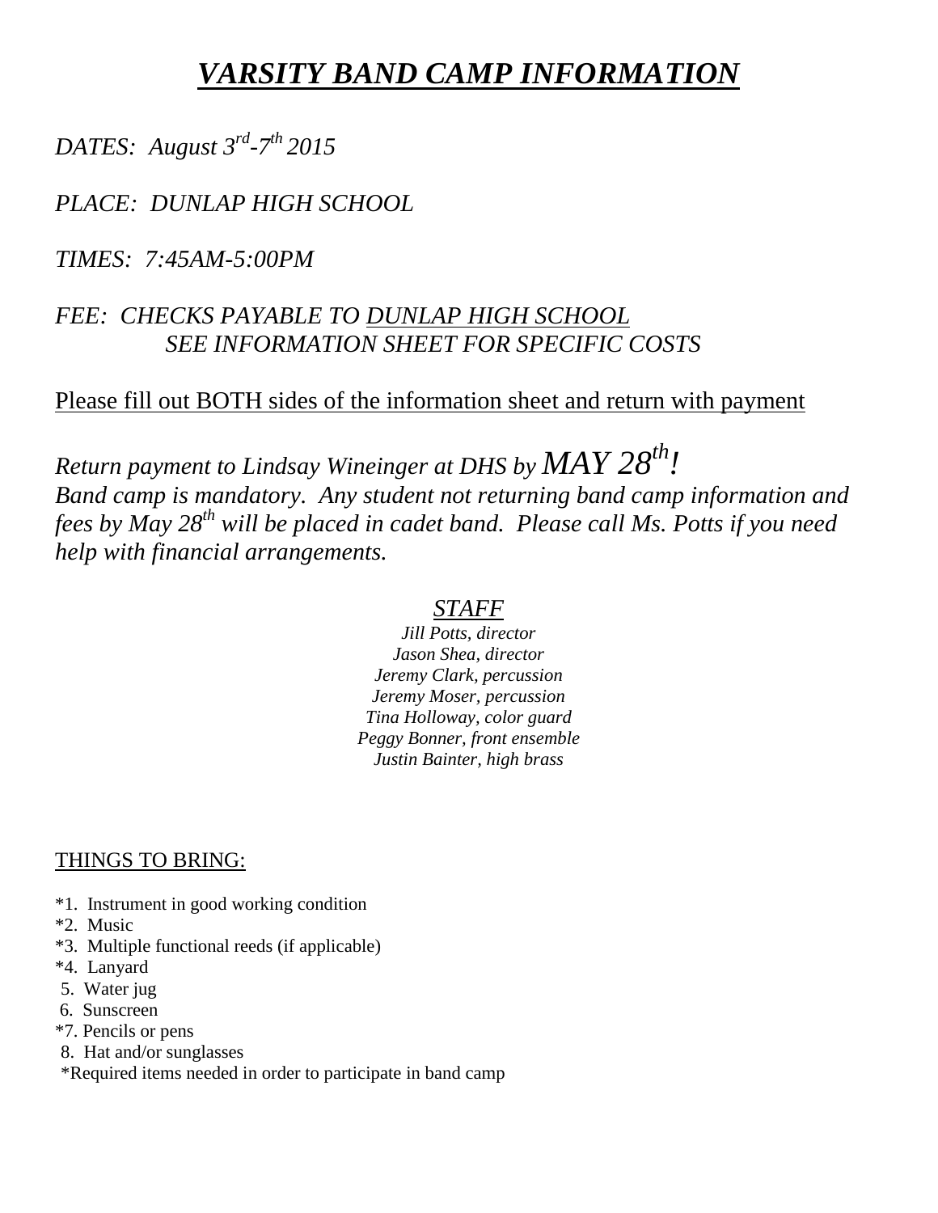# ***VARSITY BAND CAMP INFORMATION***

*DATES: August 3rd-7th 2015*

*PLACE: DUNLAP HIGH SCHOOL*

*TIMES: 7:45AM-5:00PM*

*FEE: CHECKS PAYABLE TO* ***DUNLAP HIGH SCHOOL***
*SEE INFORMATION SHEET FOR SPECIFIC COSTS*

Please fill out BOTH sides of the information sheet and return with payment

*Return payment to Lindsay Wineinger at DHS by MAY 28th!*
*Band camp is mandatory. Any student not returning band camp information and fees by May 28th will be placed in cadet band. Please call Ms. Potts if you need help with financial arrangements.*

## *STAFF*

*Jill Potts, director*
*Jason Shea, director*
*Jeremy Clark, percussion*
*Jeremy Moser, percussion*
*Tina Holloway, color guard*
*Peggy Bonner, front ensemble*
*Justin Bainter, high brass*

THINGS TO BRING:

*1. Instrument in good working condition
*2. Music
*3. Multiple functional reeds (if applicable)
*4. Lanyard
5. Water jug
6. Sunscreen
*7. Pencils or pens
8. Hat and/or sunglasses
*Required items needed in order to participate in band camp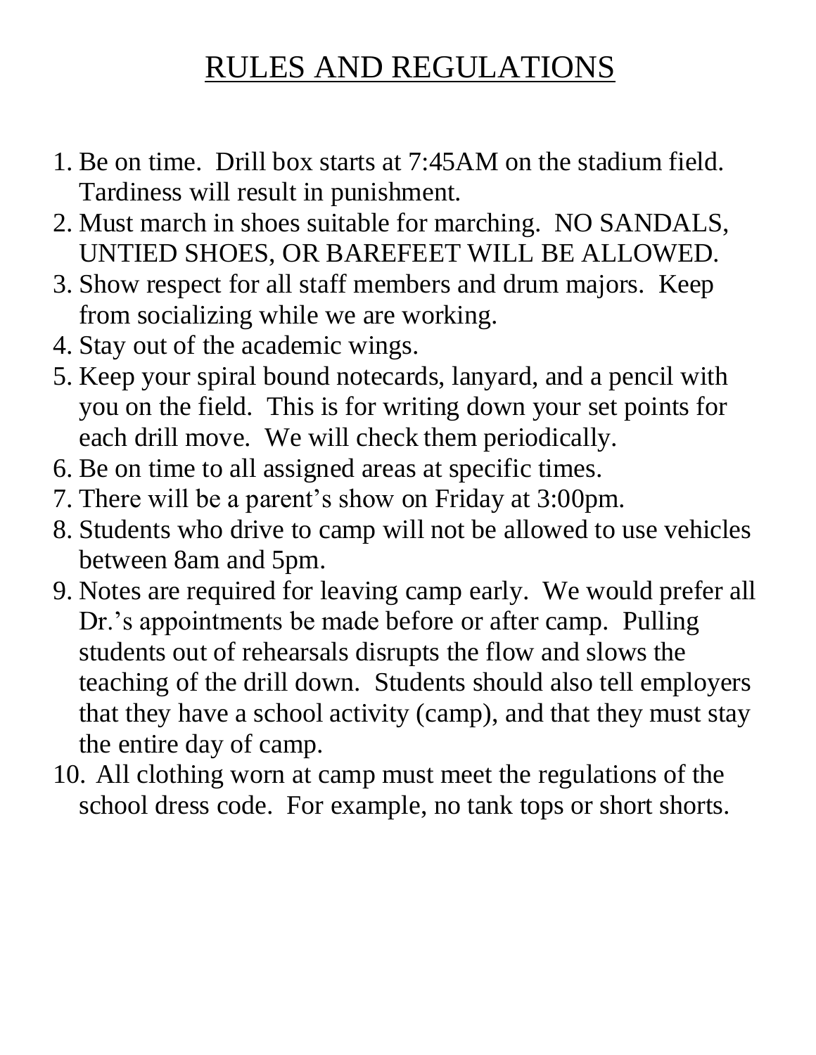# RULES AND REGULATIONS

1. Be on time. Drill box starts at 7:45AM on the stadium field. Tardiness will result in punishment.
2. Must march in shoes suitable for marching. NO SANDALS, UNTIED SHOES, OR BAREFEET WILL BE ALLOWED.
3. Show respect for all staff members and drum majors. Keep from socializing while we are working.
4. Stay out of the academic wings.
5. Keep your spiral bound notecards, lanyard, and a pencil with you on the field. This is for writing down your set points for each drill move. We will check them periodically.
6. Be on time to all assigned areas at specific times.
7. There will be a parent's show on Friday at 3:00pm.
8. Students who drive to camp will not be allowed to use vehicles between 8am and 5pm.
9. Notes are required for leaving camp early. We would prefer all Dr.'s appointments be made before or after camp. Pulling students out of rehearsals disrupts the flow and slows the teaching of the drill down. Students should also tell employers that they have a school activity (camp), and that they must stay the entire day of camp.
10. All clothing worn at camp must meet the regulations of the school dress code. For example, no tank tops or short shorts.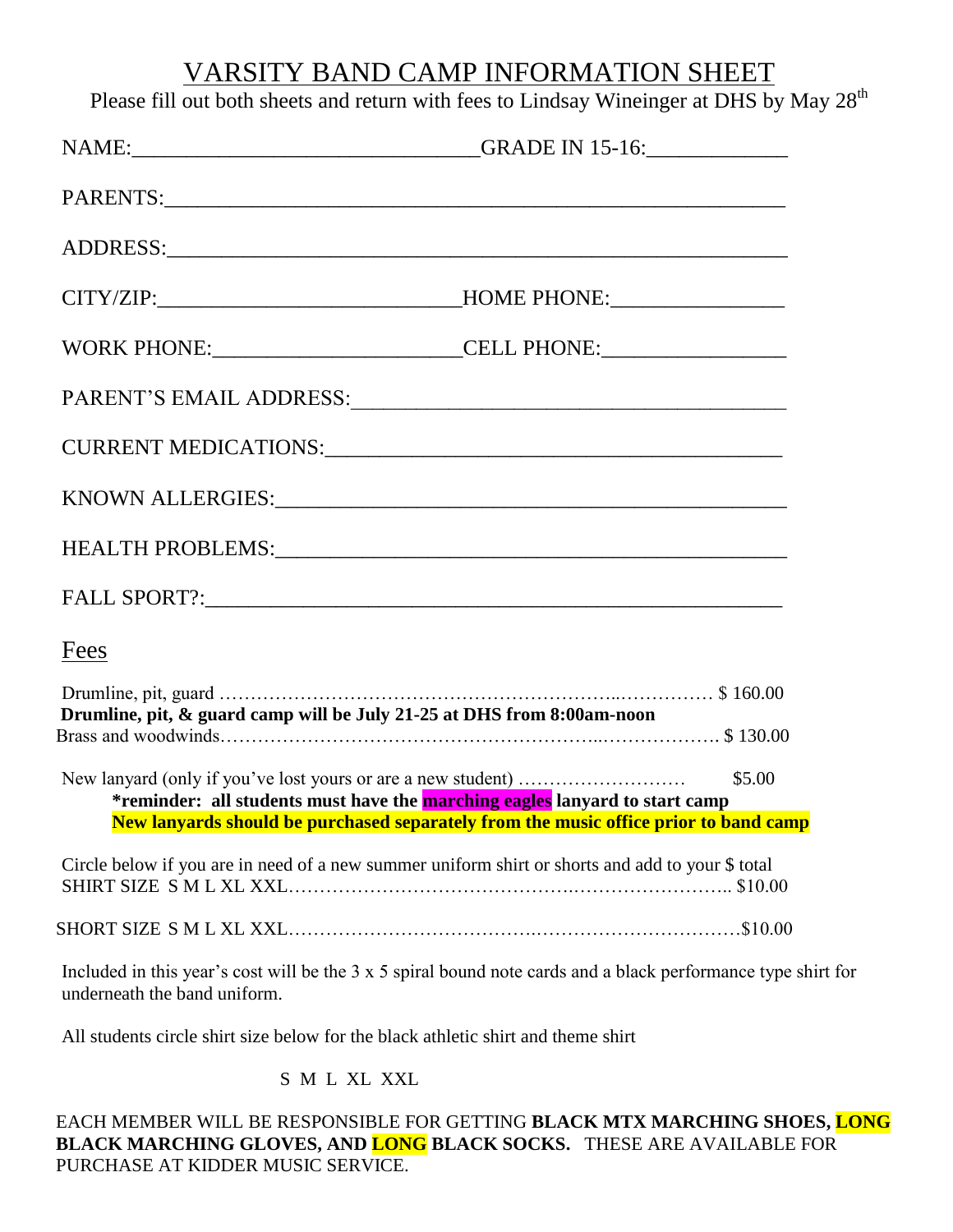# VARSITY BAND CAMP INFORMATION SHEET

Please fill out both sheets and return with fees to Lindsay Wineinger at DHS by May 28th

NAME:_______________________________GRADE IN 15-16:_____________

PARENTS:_______________________________________________________

ADDRESS:_______________________________________________________

CITY/ZIP:___________________________HOME PHONE:________________

WORK PHONE:______________________CELL PHONE:_________________

PARENT'S EMAIL ADDRESS:_______________________________________

CURRENT MEDICATIONS:_________________________________________

KNOWN ALLERGIES:_____________________________________________

HEALTH PROBLEMS:_____________________________________________

FALL SPORT?:__________________________________________________

## Fees

Drumline, pit, guard ………………………………………………………..…………… $ 160.00

**Drumline, pit, & guard camp will be July 21-25 at DHS from 8:00am-noon**

Brass and woodwinds……………………………………………………..………………. $ 130.00

New lanyard (only if you've lost yours or are a new student) ……………………… $5.00

**\*reminder: all students must have the marching eagles lanyard to start camp**

**New lanyards should be purchased separately from the music office prior to band camp**

Circle below if you are in need of a new summer uniform shirt or shorts and add to your $ total

SHIRT SIZE S M L XL XXL…………………………………….…………………….. $10.00

SHORT SIZE S M L XL XXL………………………………..……………………………$10.00

Included in this year's cost will be the 3 x 5 spiral bound note cards and a black performance type shirt for underneath the band uniform.

All students circle shirt size below for the black athletic shirt and theme shirt

S M L XL XXL

EACH MEMBER WILL BE RESPONSIBLE FOR GETTING **BLACK MTX MARCHING SHOES, LONG BLACK MARCHING GLOVES, AND LONG BLACK SOCKS.** THESE ARE AVAILABLE FOR PURCHASE AT KIDDER MUSIC SERVICE.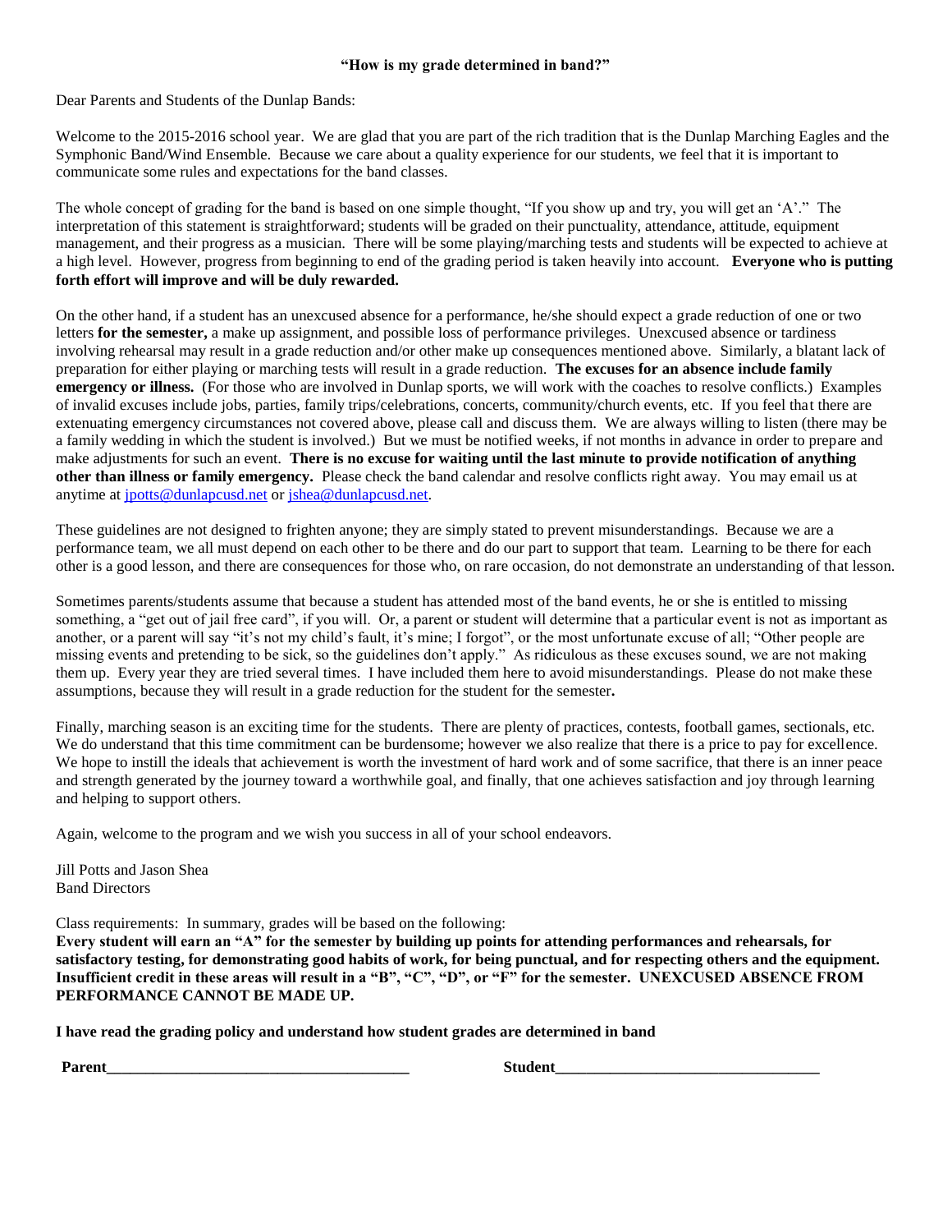**"How is my grade determined in band?"**

Dear Parents and Students of the Dunlap Bands:

Welcome to the 2015-2016 school year. We are glad that you are part of the rich tradition that is the Dunlap Marching Eagles and the Symphonic Band/Wind Ensemble. Because we care about a quality experience for our students, we feel that it is important to communicate some rules and expectations for the band classes.

The whole concept of grading for the band is based on one simple thought, "If you show up and try, you will get an 'A'." The interpretation of this statement is straightforward; students will be graded on their punctuality, attendance, attitude, equipment management, and their progress as a musician. There will be some playing/marching tests and students will be expected to achieve at a high level. However, progress from beginning to end of the grading period is taken heavily into account. **Everyone who is putting forth effort will improve and will be duly rewarded.**

On the other hand, if a student has an unexcused absence for a performance, he/she should expect a grade reduction of one or two letters **for the semester,** a make up assignment, and possible loss of performance privileges. Unexcused absence or tardiness involving rehearsal may result in a grade reduction and/or other make up consequences mentioned above. Similarly, a blatant lack of preparation for either playing or marching tests will result in a grade reduction. **The excuses for an absence include family emergency or illness.** (For those who are involved in Dunlap sports, we will work with the coaches to resolve conflicts.) Examples of invalid excuses include jobs, parties, family trips/celebrations, concerts, community/church events, etc. If you feel that there are extenuating emergency circumstances not covered above, please call and discuss them. We are always willing to listen (there may be a family wedding in which the student is involved.) But we must be notified weeks, if not months in advance in order to prepare and make adjustments for such an event. **There is no excuse for waiting until the last minute to provide notification of anything other than illness or family emergency.** Please check the band calendar and resolve conflicts right away. You may email us at anytime at jpotts@dunlapcusd.net or jshea@dunlapcusd.net.

These guidelines are not designed to frighten anyone; they are simply stated to prevent misunderstandings. Because we are a performance team, we all must depend on each other to be there and do our part to support that team. Learning to be there for each other is a good lesson, and there are consequences for those who, on rare occasion, do not demonstrate an understanding of that lesson.

Sometimes parents/students assume that because a student has attended most of the band events, he or she is entitled to missing something, a "get out of jail free card", if you will. Or, a parent or student will determine that a particular event is not as important as another, or a parent will say "it's not my child's fault, it's mine; I forgot", or the most unfortunate excuse of all; "Other people are missing events and pretending to be sick, so the guidelines don't apply." As ridiculous as these excuses sound, we are not making them up. Every year they are tried several times. I have included them here to avoid misunderstandings. Please do not make these assumptions, because they will result in a grade reduction for the student for the semester**.**

Finally, marching season is an exciting time for the students. There are plenty of practices, contests, football games, sectionals, etc. We do understand that this time commitment can be burdensome; however we also realize that there is a price to pay for excellence. We hope to instill the ideals that achievement is worth the investment of hard work and of some sacrifice, that there is an inner peace and strength generated by the journey toward a worthwhile goal, and finally, that one achieves satisfaction and joy through learning and helping to support others.

Again, welcome to the program and we wish you success in all of your school endeavors.

Jill Potts and Jason Shea
Band Directors

Class requirements: In summary, grades will be based on the following:
**Every student will earn an "A" for the semester by building up points for attending performances and rehearsals, for satisfactory testing, for demonstrating good habits of work, for being punctual, and for respecting others and the equipment. Insufficient credit in these areas will result in a "B", "C", "D", or "F" for the semester. UNEXCUSED ABSENCE FROM PERFORMANCE CANNOT BE MADE UP.**

**I have read the grading policy and understand how student grades are determined in band**

**Parent**_______________________________________ **Student**__________________________________